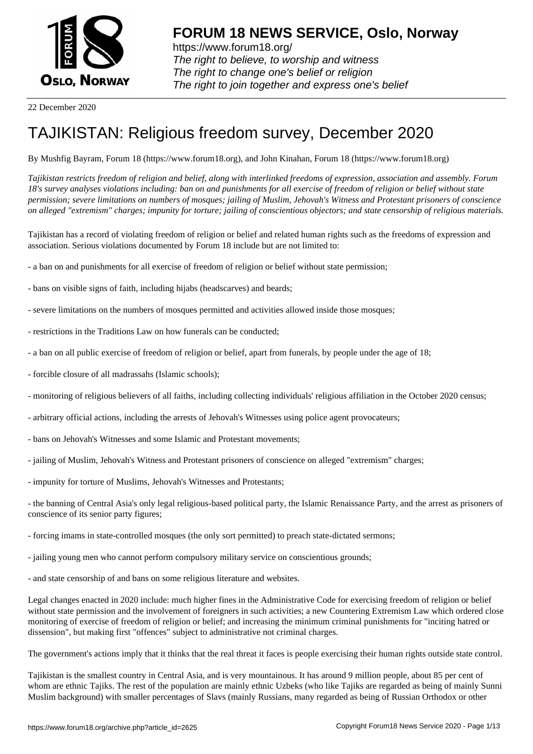# FORUM 18 NEWS SERVICE, Oslo, Norway

https://www.forum18.org/
*The right to believe, to worship and witness*
*The right to change one's belief or religion*
*The right to join together and express one's belief*

22 December 2020

# TAJIKISTAN: Religious freedom survey, December 2020

By Mushfig Bayram, Forum 18 (https://www.forum18.org), and John Kinahan, Forum 18 (https://www.forum18.org)

*Tajikistan restricts freedom of religion and belief, along with interlinked freedoms of expression, association and assembly. Forum 18's survey analyses violations including: ban on and punishments for all exercise of freedom of religion or belief without state permission; severe limitations on numbers of mosques; jailing of Muslim, Jehovah's Witness and Protestant prisoners of conscience on alleged "extremism" charges; impunity for torture; jailing of conscientious objectors; and state censorship of religious materials.*

Tajikistan has a record of violating freedom of religion or belief and related human rights such as the freedoms of expression and association. Serious violations documented by Forum 18 include but are not limited to:

- a ban on and punishments for all exercise of freedom of religion or belief without state permission;

- bans on visible signs of faith, including hijabs (headscarves) and beards;

- severe limitations on the numbers of mosques permitted and activities allowed inside those mosques;

- restrictions in the Traditions Law on how funerals can be conducted;

- a ban on all public exercise of freedom of religion or belief, apart from funerals, by people under the age of 18;

- forcible closure of all madrassahs (Islamic schools);

- monitoring of religious believers of all faiths, including collecting individuals' religious affiliation in the October 2020 census;

- arbitrary official actions, including the arrests of Jehovah's Witnesses using police agent provocateurs;

- bans on Jehovah's Witnesses and some Islamic and Protestant movements;

- jailing of Muslim, Jehovah's Witness and Protestant prisoners of conscience on alleged "extremism" charges;

- impunity for torture of Muslims, Jehovah's Witnesses and Protestants;

- the banning of Central Asia's only legal religious-based political party, the Islamic Renaissance Party, and the arrest as prisoners of conscience of its senior party figures;

- forcing imams in state-controlled mosques (the only sort permitted) to preach state-dictated sermons;

- jailing young men who cannot perform compulsory military service on conscientious grounds;

- and state censorship of and bans on some religious literature and websites.

Legal changes enacted in 2020 include: much higher fines in the Administrative Code for exercising freedom of religion or belief without state permission and the involvement of foreigners in such activities; a new Countering Extremism Law which ordered close monitoring of exercise of freedom of religion or belief; and increasing the minimum criminal punishments for "inciting hatred or dissension", but making first "offences" subject to administrative not criminal charges.

The government's actions imply that it thinks that the real threat it faces is people exercising their human rights outside state control.

Tajikistan is the smallest country in Central Asia, and is very mountainous. It has around 9 million people, about 85 per cent of whom are ethnic Tajiks. The rest of the population are mainly ethnic Uzbeks (who like Tajiks are regarded as being of mainly Sunni Muslim background) with smaller percentages of Slavs (mainly Russians, many regarded as being of Russian Orthodox or other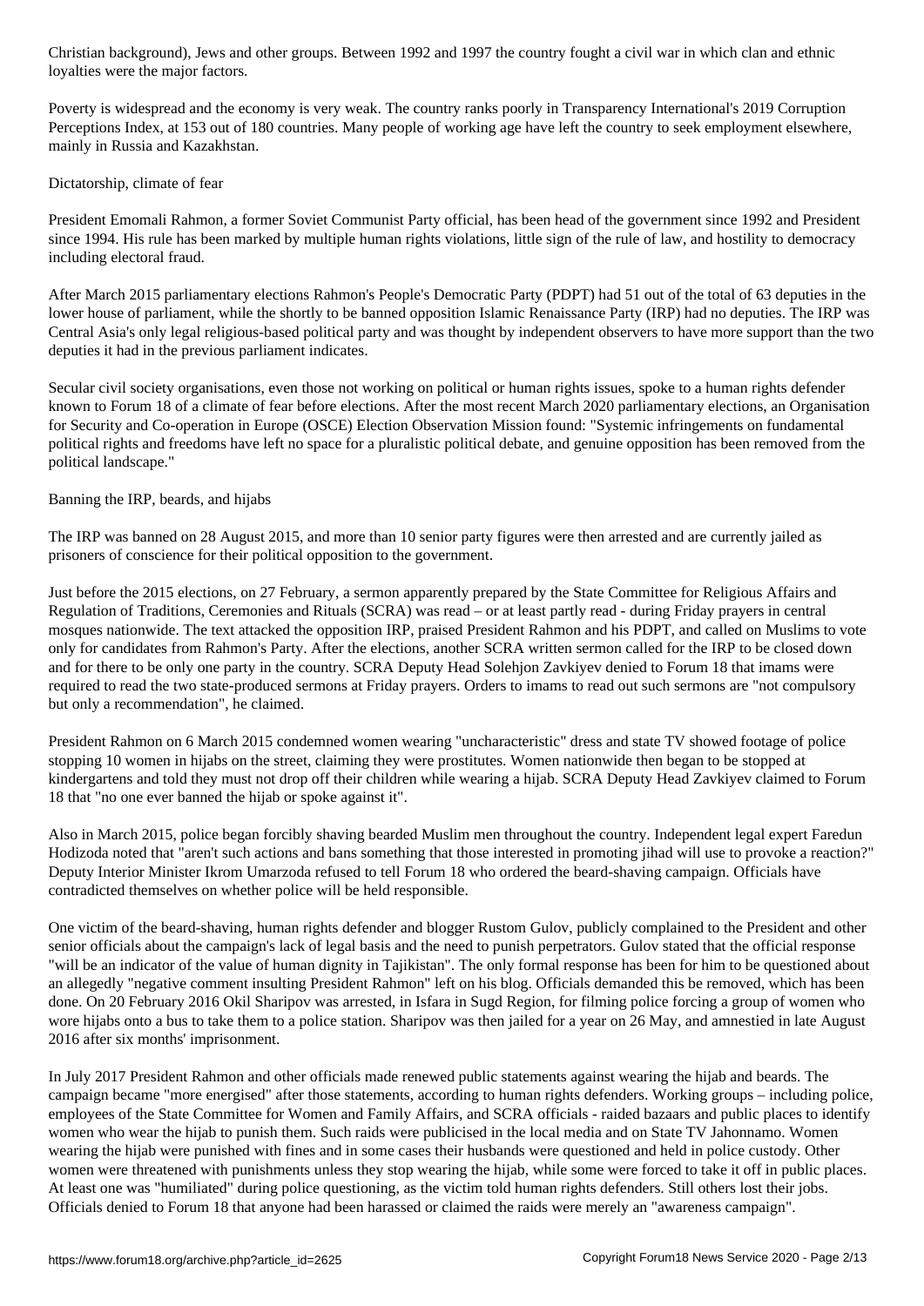Christian background), Jews and other groups. Between 1992 and 1997 the country fought a civil war in which clan and ethnic loyalties were the major factors.

Poverty is widespread and the economy is very weak. The country ranks poorly in Transparency International's 2019 Corruption Perceptions Index, at 153 out of 180 countries. Many people of working age have left the country to seek employment elsewhere, mainly in Russia and Kazakhstan.

## Dictatorship, climate of fear

President Emomali Rahmon, a former Soviet Communist Party official, has been head of the government since 1992 and President since 1994. His rule has been marked by multiple human rights violations, little sign of the rule of law, and hostility to democracy including electoral fraud.

After March 2015 parliamentary elections Rahmon's People's Democratic Party (PDPT) had 51 out of the total of 63 deputies in the lower house of parliament, while the shortly to be banned opposition Islamic Renaissance Party (IRP) had no deputies. The IRP was Central Asia's only legal religious-based political party and was thought by independent observers to have more support than the two deputies it had in the previous parliament indicates.

Secular civil society organisations, even those not working on political or human rights issues, spoke to a human rights defender known to Forum 18 of a climate of fear before elections. After the most recent March 2020 parliamentary elections, an Organisation for Security and Co-operation in Europe (OSCE) Election Observation Mission found: "Systemic infringements on fundamental political rights and freedoms have left no space for a pluralistic political debate, and genuine opposition has been removed from the political landscape."

## Banning the IRP, beards, and hijabs

The IRP was banned on 28 August 2015, and more than 10 senior party figures were then arrested and are currently jailed as prisoners of conscience for their political opposition to the government.

Just before the 2015 elections, on 27 February, a sermon apparently prepared by the State Committee for Religious Affairs and Regulation of Traditions, Ceremonies and Rituals (SCRA) was read – or at least partly read - during Friday prayers in central mosques nationwide. The text attacked the opposition IRP, praised President Rahmon and his PDPT, and called on Muslims to vote only for candidates from Rahmon's Party. After the elections, another SCRA written sermon called for the IRP to be closed down and for there to be only one party in the country. SCRA Deputy Head Solehjon Zavkiyev denied to Forum 18 that imams were required to read the two state-produced sermons at Friday prayers. Orders to imams to read out such sermons are "not compulsory but only a recommendation", he claimed.

President Rahmon on 6 March 2015 condemned women wearing "uncharacteristic" dress and state TV showed footage of police stopping 10 women in hijabs on the street, claiming they were prostitutes. Women nationwide then began to be stopped at kindergartens and told they must not drop off their children while wearing a hijab. SCRA Deputy Head Zavkiyev claimed to Forum 18 that "no one ever banned the hijab or spoke against it".

Also in March 2015, police began forcibly shaving bearded Muslim men throughout the country. Independent legal expert Faredun Hodizoda noted that "aren't such actions and bans something that those interested in promoting jihad will use to provoke a reaction?" Deputy Interior Minister Ikrom Umarzoda refused to tell Forum 18 who ordered the beard-shaving campaign. Officials have contradicted themselves on whether police will be held responsible.

One victim of the beard-shaving, human rights defender and blogger Rustom Gulov, publicly complained to the President and other senior officials about the campaign's lack of legal basis and the need to punish perpetrators. Gulov stated that the official response "will be an indicator of the value of human dignity in Tajikistan". The only formal response has been for him to be questioned about an allegedly "negative comment insulting President Rahmon" left on his blog. Officials demanded this be removed, which has been done. On 20 February 2016 Okil Sharipov was arrested, in Isfara in Sugd Region, for filming police forcing a group of women who wore hijabs onto a bus to take them to a police station. Sharipov was then jailed for a year on 26 May, and amnestied in late August 2016 after six months' imprisonment.

In July 2017 President Rahmon and other officials made renewed public statements against wearing the hijab and beards. The campaign became "more energised" after those statements, according to human rights defenders. Working groups – including police, employees of the State Committee for Women and Family Affairs, and SCRA officials - raided bazaars and public places to identify women who wear the hijab to punish them. Such raids were publicised in the local media and on State TV Jahonnamo. Women wearing the hijab were punished with fines and in some cases their husbands were questioned and held in police custody. Other women were threatened with punishments unless they stop wearing the hijab, while some were forced to take it off in public places. At least one was "humiliated" during police questioning, as the victim told human rights defenders. Still others lost their jobs. Officials denied to Forum 18 that anyone had been harassed or claimed the raids were merely an "awareness campaign".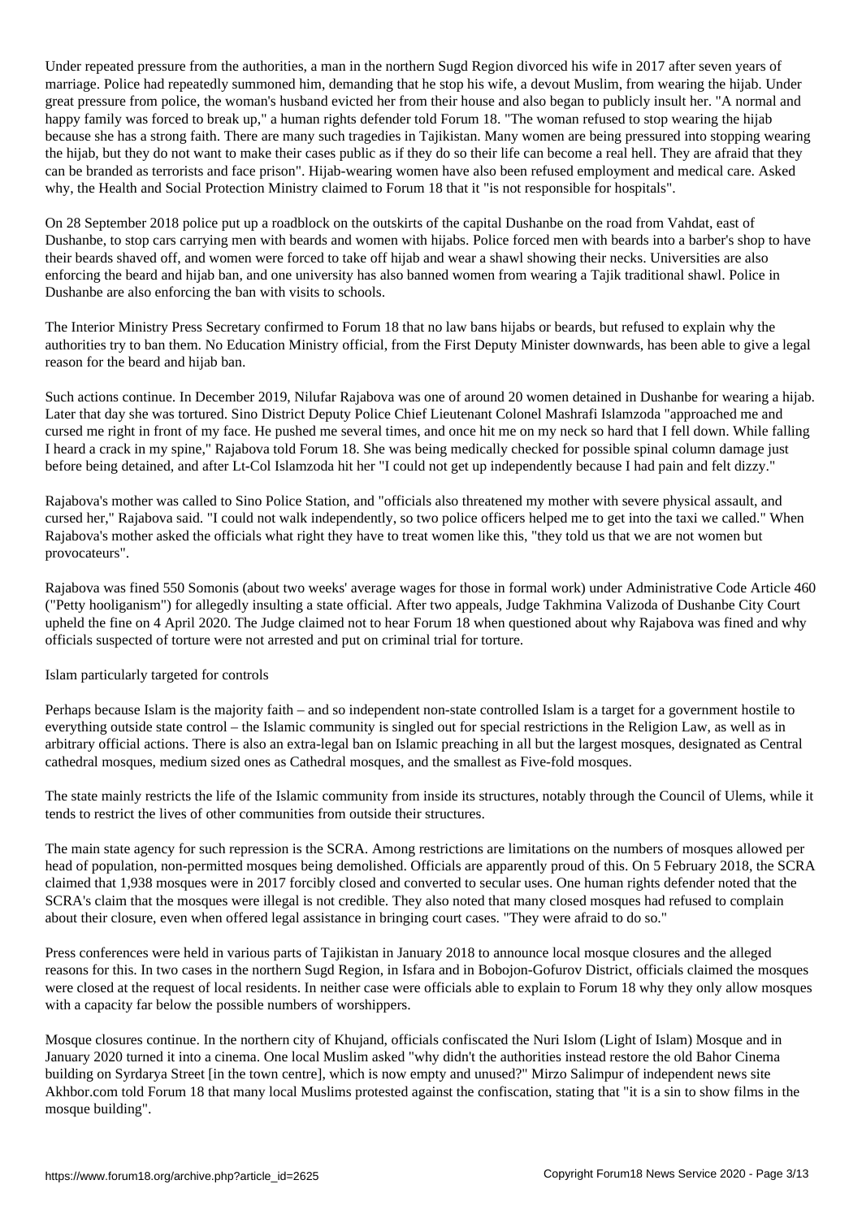Under repeated pressure from the authorities, a man in the northern Sugd Region divorced his wife in 2017 after seven years of marriage. Police had repeatedly summoned him, demanding that he stop his wife, a devout Muslim, from wearing the hijab. Under great pressure from police, the woman's husband evicted her from their house and also began to publicly insult her. "A normal and happy family was forced to break up," a human rights defender told Forum 18. "The woman refused to stop wearing the hijab because she has a strong faith. There are many such tragedies in Tajikistan. Many women are being pressured into stopping wearing the hijab, but they do not want to make their cases public as if they do so their life can become a real hell. They are afraid that they can be branded as terrorists and face prison". Hijab-wearing women have also been refused employment and medical care. Asked why, the Health and Social Protection Ministry claimed to Forum 18 that it "is not responsible for hospitals".

On 28 September 2018 police put up a roadblock on the outskirts of the capital Dushanbe on the road from Vahdat, east of Dushanbe, to stop cars carrying men with beards and women with hijabs. Police forced men with beards into a barber's shop to have their beards shaved off, and women were forced to take off hijab and wear a shawl showing their necks. Universities are also enforcing the beard and hijab ban, and one university has also banned women from wearing a Tajik traditional shawl. Police in Dushanbe are also enforcing the ban with visits to schools.

The Interior Ministry Press Secretary confirmed to Forum 18 that no law bans hijabs or beards, but refused to explain why the authorities try to ban them. No Education Ministry official, from the First Deputy Minister downwards, has been able to give a legal reason for the beard and hijab ban.

Such actions continue. In December 2019, Nilufar Rajabova was one of around 20 women detained in Dushanbe for wearing a hijab. Later that day she was tortured. Sino District Deputy Police Chief Lieutenant Colonel Mashrafi Islamzoda "approached me and cursed me right in front of my face. He pushed me several times, and once hit me on my neck so hard that I fell down. While falling I heard a crack in my spine," Rajabova told Forum 18. She was being medically checked for possible spinal column damage just before being detained, and after Lt-Col Islamzoda hit her "I could not get up independently because I had pain and felt dizzy."

Rajabova's mother was called to Sino Police Station, and "officials also threatened my mother with severe physical assault, and cursed her," Rajabova said. "I could not walk independently, so two police officers helped me to get into the taxi we called." When Rajabova's mother asked the officials what right they have to treat women like this, "they told us that we are not women but provocateurs".

Rajabova was fined 550 Somonis (about two weeks' average wages for those in formal work) under Administrative Code Article 460 ("Petty hooliganism") for allegedly insulting a state official. After two appeals, Judge Takhmina Valizoda of Dushanbe City Court upheld the fine on 4 April 2020. The Judge claimed not to hear Forum 18 when questioned about why Rajabova was fined and why officials suspected of torture were not arrested and put on criminal trial for torture.

## Islam particularly targeted for controls

Perhaps because Islam is the majority faith – and so independent non-state controlled Islam is a target for a government hostile to everything outside state control – the Islamic community is singled out for special restrictions in the Religion Law, as well as in arbitrary official actions. There is also an extra-legal ban on Islamic preaching in all but the largest mosques, designated as Central cathedral mosques, medium sized ones as Cathedral mosques, and the smallest as Five-fold mosques.

The state mainly restricts the life of the Islamic community from inside its structures, notably through the Council of Ulems, while it tends to restrict the lives of other communities from outside their structures.

The main state agency for such repression is the SCRA. Among restrictions are limitations on the numbers of mosques allowed per head of population, non-permitted mosques being demolished. Officials are apparently proud of this. On 5 February 2018, the SCRA claimed that 1,938 mosques were in 2017 forcibly closed and converted to secular uses. One human rights defender noted that the SCRA's claim that the mosques were illegal is not credible. They also noted that many closed mosques had refused to complain about their closure, even when offered legal assistance in bringing court cases. "They were afraid to do so."

Press conferences were held in various parts of Tajikistan in January 2018 to announce local mosque closures and the alleged reasons for this. In two cases in the northern Sugd Region, in Isfara and in Bobojon-Gofurov District, officials claimed the mosques were closed at the request of local residents. In neither case were officials able to explain to Forum 18 why they only allow mosques with a capacity far below the possible numbers of worshippers.

Mosque closures continue. In the northern city of Khujand, officials confiscated the Nuri Islom (Light of Islam) Mosque and in January 2020 turned it into a cinema. One local Muslim asked "why didn't the authorities instead restore the old Bahor Cinema building on Syrdarya Street [in the town centre], which is now empty and unused?" Mirzo Salimpur of independent news site Akhbor.com told Forum 18 that many local Muslims protested against the confiscation, stating that "it is a sin to show films in the mosque building".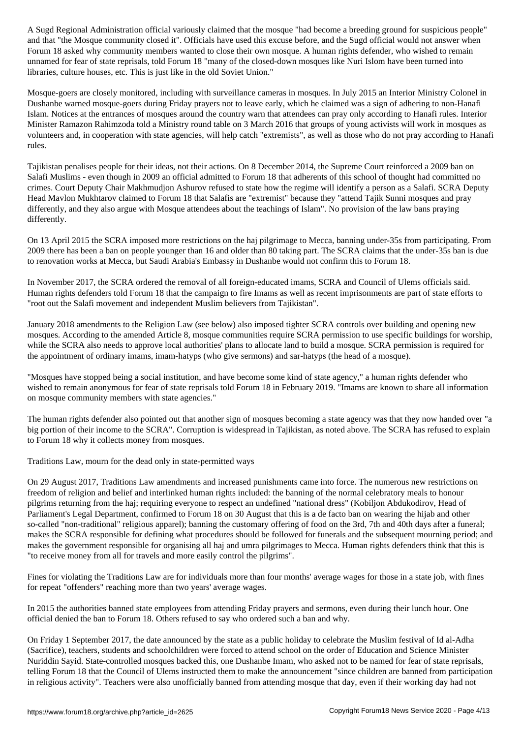A Sugd Regional Administration official variously claimed that the mosque "had become a breeding ground for suspicious people" and that "the Mosque community closed it". Officials have used this excuse before, and the Sugd official would not answer when Forum 18 asked why community members wanted to close their own mosque. A human rights defender, who wished to remain unnamed for fear of state reprisals, told Forum 18 "many of the closed-down mosques like Nuri Islom have been turned into libraries, culture houses, etc. This is just like in the old Soviet Union."

Mosque-goers are closely monitored, including with surveillance cameras in mosques. In July 2015 an Interior Ministry Colonel in Dushanbe warned mosque-goers during Friday prayers not to leave early, which he claimed was a sign of adhering to non-Hanafi Islam. Notices at the entrances of mosques around the country warn that attendees can pray only according to Hanafi rules. Interior Minister Ramazon Rahimzoda told a Ministry round table on 3 March 2016 that groups of young activists will work in mosques as volunteers and, in cooperation with state agencies, will help catch "extremists", as well as those who do not pray according to Hanafi rules.

Tajikistan penalises people for their ideas, not their actions. On 8 December 2014, the Supreme Court reinforced a 2009 ban on Salafi Muslims - even though in 2009 an official admitted to Forum 18 that adherents of this school of thought had committed no crimes. Court Deputy Chair Makhmudjon Ashurov refused to state how the regime will identify a person as a Salafi. SCRA Deputy Head Mavlon Mukhtarov claimed to Forum 18 that Salafis are "extremist" because they "attend Tajik Sunni mosques and pray differently, and they also argue with Mosque attendees about the teachings of Islam". No provision of the law bans praying differently.

On 13 April 2015 the SCRA imposed more restrictions on the haj pilgrimage to Mecca, banning under-35s from participating. From 2009 there has been a ban on people younger than 16 and older than 80 taking part. The SCRA claims that the under-35s ban is due to renovation works at Mecca, but Saudi Arabia's Embassy in Dushanbe would not confirm this to Forum 18.

In November 2017, the SCRA ordered the removal of all foreign-educated imams, SCRA and Council of Ulems officials said. Human rights defenders told Forum 18 that the campaign to fire Imams as well as recent imprisonments are part of state efforts to "root out the Salafi movement and independent Muslim believers from Tajikistan".

January 2018 amendments to the Religion Law (see below) also imposed tighter SCRA controls over building and opening new mosques. According to the amended Article 8, mosque communities require SCRA permission to use specific buildings for worship, while the SCRA also needs to approve local authorities' plans to allocate land to build a mosque. SCRA permission is required for the appointment of ordinary imams, imam-hatyps (who give sermons) and sar-hatyps (the head of a mosque).

"Mosques have stopped being a social institution, and have become some kind of state agency," a human rights defender who wished to remain anonymous for fear of state reprisals told Forum 18 in February 2019. "Imams are known to share all information on mosque community members with state agencies."

The human rights defender also pointed out that another sign of mosques becoming a state agency was that they now handed over "a big portion of their income to the SCRA". Corruption is widespread in Tajikistan, as noted above. The SCRA has refused to explain to Forum 18 why it collects money from mosques.

Traditions Law, mourn for the dead only in state-permitted ways

On 29 August 2017, Traditions Law amendments and increased punishments came into force. The numerous new restrictions on freedom of religion and belief and interlinked human rights included: the banning of the normal celebratory meals to honour pilgrims returning from the haj; requiring everyone to respect an undefined "national dress" (Kobiljon Abdukodirov, Head of Parliament's Legal Department, confirmed to Forum 18 on 30 August that this is a de facto ban on wearing the hijab and other so-called "non-traditional" religious apparel); banning the customary offering of food on the 3rd, 7th and 40th days after a funeral; makes the SCRA responsible for defining what procedures should be followed for funerals and the subsequent mourning period; and makes the government responsible for organising all haj and umra pilgrimages to Mecca. Human rights defenders think that this is "to receive money from all for travels and more easily control the pilgrims".

Fines for violating the Traditions Law are for individuals more than four months' average wages for those in a state job, with fines for repeat "offenders" reaching more than two years' average wages.

In 2015 the authorities banned state employees from attending Friday prayers and sermons, even during their lunch hour. One official denied the ban to Forum 18. Others refused to say who ordered such a ban and why.

On Friday 1 September 2017, the date announced by the state as a public holiday to celebrate the Muslim festival of Id al-Adha (Sacrifice), teachers, students and schoolchildren were forced to attend school on the order of Education and Science Minister Nuriddin Sayid. State-controlled mosques backed this, one Dushanbe Imam, who asked not to be named for fear of state reprisals, telling Forum 18 that the Council of Ulems instructed them to make the announcement "since children are banned from participation in religious activity". Teachers were also unofficially banned from attending mosque that day, even if their working day had not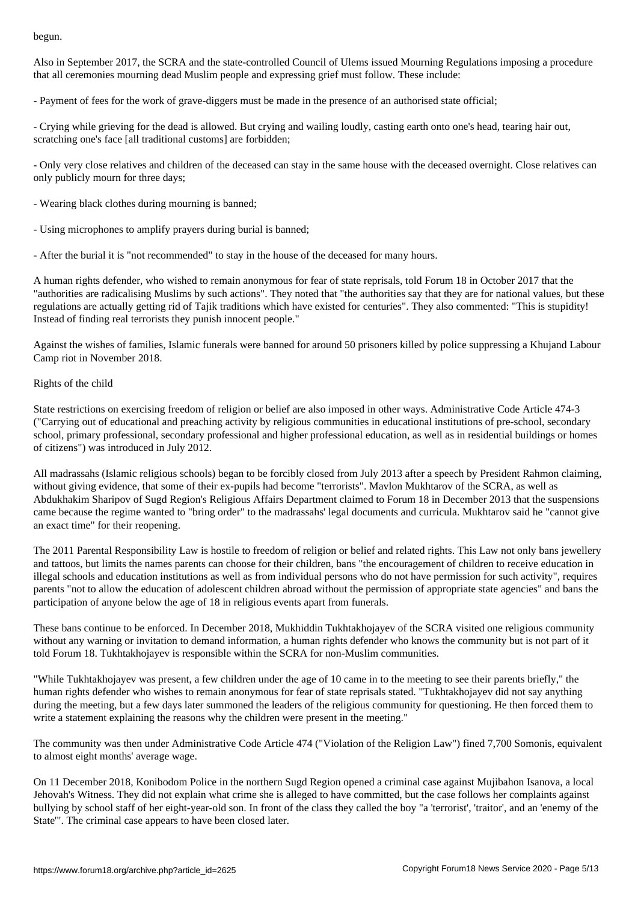begun.

Also in September 2017, the SCRA and the state-controlled Council of Ulems issued Mourning Regulations imposing a procedure that all ceremonies mourning dead Muslim people and expressing grief must follow. These include:

- Payment of fees for the work of grave-diggers must be made in the presence of an authorised state official;

- Crying while grieving for the dead is allowed. But crying and wailing loudly, casting earth onto one's head, tearing hair out, scratching one's face [all traditional customs] are forbidden;

- Only very close relatives and children of the deceased can stay in the same house with the deceased overnight. Close relatives can only publicly mourn for three days;

- Wearing black clothes during mourning is banned;

- Using microphones to amplify prayers during burial is banned;

- After the burial it is "not recommended" to stay in the house of the deceased for many hours.

A human rights defender, who wished to remain anonymous for fear of state reprisals, told Forum 18 in October 2017 that the "authorities are radicalising Muslims by such actions". They noted that "the authorities say that they are for national values, but these regulations are actually getting rid of Tajik traditions which have existed for centuries". They also commented: "This is stupidity! Instead of finding real terrorists they punish innocent people."

Against the wishes of families, Islamic funerals were banned for around 50 prisoners killed by police suppressing a Khujand Labour Camp riot in November 2018.

Rights of the child

State restrictions on exercising freedom of religion or belief are also imposed in other ways. Administrative Code Article 474-3 ("Carrying out of educational and preaching activity by religious communities in educational institutions of pre-school, secondary school, primary professional, secondary professional and higher professional education, as well as in residential buildings or homes of citizens") was introduced in July 2012.

All madrassahs (Islamic religious schools) began to be forcibly closed from July 2013 after a speech by President Rahmon claiming, without giving evidence, that some of their ex-pupils had become "terrorists". Mavlon Mukhtarov of the SCRA, as well as Abdukhakim Sharipov of Sugd Region's Religious Affairs Department claimed to Forum 18 in December 2013 that the suspensions came because the regime wanted to "bring order" to the madrassahs' legal documents and curricula. Mukhtarov said he "cannot give an exact time" for their reopening.

The 2011 Parental Responsibility Law is hostile to freedom of religion or belief and related rights. This Law not only bans jewellery and tattoos, but limits the names parents can choose for their children, bans "the encouragement of children to receive education in illegal schools and education institutions as well as from individual persons who do not have permission for such activity", requires parents "not to allow the education of adolescent children abroad without the permission of appropriate state agencies" and bans the participation of anyone below the age of 18 in religious events apart from funerals.

These bans continue to be enforced. In December 2018, Mukhiddin Tukhtakhojayev of the SCRA visited one religious community without any warning or invitation to demand information, a human rights defender who knows the community but is not part of it told Forum 18. Tukhtakhojayev is responsible within the SCRA for non-Muslim communities.

"While Tukhtakhojayev was present, a few children under the age of 10 came in to the meeting to see their parents briefly," the human rights defender who wishes to remain anonymous for fear of state reprisals stated. "Tukhtakhojayev did not say anything during the meeting, but a few days later summoned the leaders of the religious community for questioning. He then forced them to write a statement explaining the reasons why the children were present in the meeting."

The community was then under Administrative Code Article 474 ("Violation of the Religion Law") fined 7,700 Somonis, equivalent to almost eight months' average wage.

On 11 December 2018, Konibodom Police in the northern Sugd Region opened a criminal case against Mujibahon Isanova, a local Jehovah's Witness. They did not explain what crime she is alleged to have committed, but the case follows her complaints against bullying by school staff of her eight-year-old son. In front of the class they called the boy "a 'terrorist', 'traitor', and an 'enemy of the State'". The criminal case appears to have been closed later.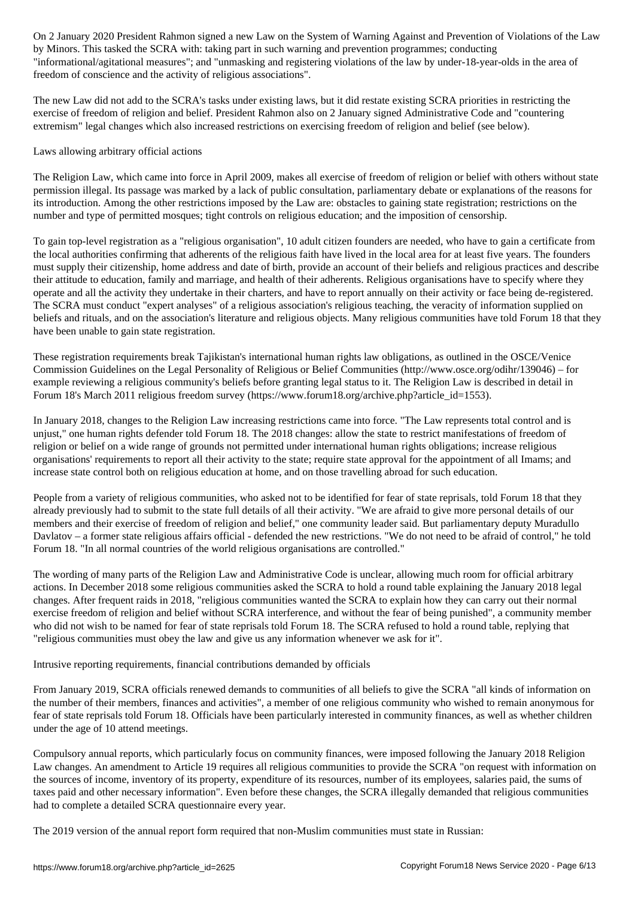On 2 January 2020 President Rahmon signed a new Law on the System of Warning Against and Prevention of Violations of the Law by Minors. This tasked the SCRA with: taking part in such warning and prevention programmes; conducting "informational/agitational measures"; and "unmasking and registering violations of the law by under-18-year-olds in the area of freedom of conscience and the activity of religious associations".

The new Law did not add to the SCRA's tasks under existing laws, but it did restate existing SCRA priorities in restricting the exercise of freedom of religion and belief. President Rahmon also on 2 January signed Administrative Code and "countering extremism" legal changes which also increased restrictions on exercising freedom of religion and belief (see below).

## Laws allowing arbitrary official actions

The Religion Law, which came into force in April 2009, makes all exercise of freedom of religion or belief with others without state permission illegal. Its passage was marked by a lack of public consultation, parliamentary debate or explanations of the reasons for its introduction. Among the other restrictions imposed by the Law are: obstacles to gaining state registration; restrictions on the number and type of permitted mosques; tight controls on religious education; and the imposition of censorship.

To gain top-level registration as a "religious organisation", 10 adult citizen founders are needed, who have to gain a certificate from the local authorities confirming that adherents of the religious faith have lived in the local area for at least five years. The founders must supply their citizenship, home address and date of birth, provide an account of their beliefs and religious practices and describe their attitude to education, family and marriage, and health of their adherents. Religious organisations have to specify where they operate and all the activity they undertake in their charters, and have to report annually on their activity or face being de-registered. The SCRA must conduct "expert analyses" of a religious association's religious teaching, the veracity of information supplied on beliefs and rituals, and on the association's literature and religious objects. Many religious communities have told Forum 18 that they have been unable to gain state registration.

These registration requirements break Tajikistan's international human rights law obligations, as outlined in the OSCE/Venice Commission Guidelines on the Legal Personality of Religious or Belief Communities (http://www.osce.org/odihr/139046) – for example reviewing a religious community's beliefs before granting legal status to it. The Religion Law is described in detail in Forum 18's March 2011 religious freedom survey (https://www.forum18.org/archive.php?article_id=1553).

In January 2018, changes to the Religion Law increasing restrictions came into force. "The Law represents total control and is unjust," one human rights defender told Forum 18. The 2018 changes: allow the state to restrict manifestations of freedom of religion or belief on a wide range of grounds not permitted under international human rights obligations; increase religious organisations' requirements to report all their activity to the state; require state approval for the appointment of all Imams; and increase state control both on religious education at home, and on those travelling abroad for such education.

People from a variety of religious communities, who asked not to be identified for fear of state reprisals, told Forum 18 that they already previously had to submit to the state full details of all their activity. "We are afraid to give more personal details of our members and their exercise of freedom of religion and belief," one community leader said. But parliamentary deputy Muradullo Davlatov – a former state religious affairs official - defended the new restrictions. "We do not need to be afraid of control," he told Forum 18. "In all normal countries of the world religious organisations are controlled."

The wording of many parts of the Religion Law and Administrative Code is unclear, allowing much room for official arbitrary actions. In December 2018 some religious communities asked the SCRA to hold a round table explaining the January 2018 legal changes. After frequent raids in 2018, "religious communities wanted the SCRA to explain how they can carry out their normal exercise freedom of religion and belief without SCRA interference, and without the fear of being punished", a community member who did not wish to be named for fear of state reprisals told Forum 18. The SCRA refused to hold a round table, replying that "religious communities must obey the law and give us any information whenever we ask for it".

## Intrusive reporting requirements, financial contributions demanded by officials

From January 2019, SCRA officials renewed demands to communities of all beliefs to give the SCRA "all kinds of information on the number of their members, finances and activities", a member of one religious community who wished to remain anonymous for fear of state reprisals told Forum 18. Officials have been particularly interested in community finances, as well as whether children under the age of 10 attend meetings.

Compulsory annual reports, which particularly focus on community finances, were imposed following the January 2018 Religion Law changes. An amendment to Article 19 requires all religious communities to provide the SCRA "on request with information on the sources of income, inventory of its property, expenditure of its resources, number of its employees, salaries paid, the sums of taxes paid and other necessary information". Even before these changes, the SCRA illegally demanded that religious communities had to complete a detailed SCRA questionnaire every year.

The 2019 version of the annual report form required that non-Muslim communities must state in Russian: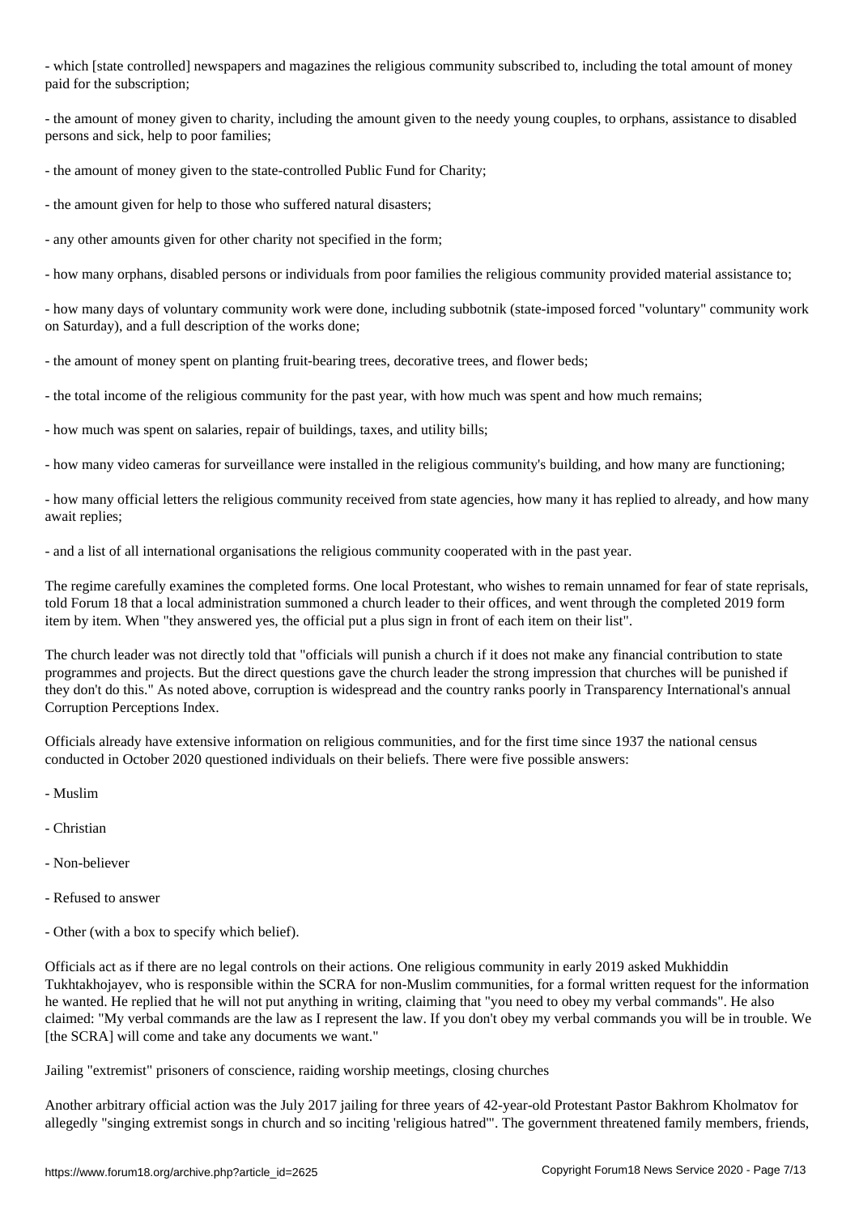- which [state controlled] newspapers and magazines the religious community subscribed to, including the total amount of money paid for the subscription;

- the amount of money given to charity, including the amount given to the needy young couples, to orphans, assistance to disabled persons and sick, help to poor families;

- the amount of money given to the state-controlled Public Fund for Charity;

- the amount given for help to those who suffered natural disasters;

- any other amounts given for other charity not specified in the form;

- how many orphans, disabled persons or individuals from poor families the religious community provided material assistance to;

- how many days of voluntary community work were done, including subbotnik (state-imposed forced "voluntary" community work on Saturday), and a full description of the works done;

- the amount of money spent on planting fruit-bearing trees, decorative trees, and flower beds;

- the total income of the religious community for the past year, with how much was spent and how much remains;

- how much was spent on salaries, repair of buildings, taxes, and utility bills;

- how many video cameras for surveillance were installed in the religious community's building, and how many are functioning;

- how many official letters the religious community received from state agencies, how many it has replied to already, and how many await replies;

- and a list of all international organisations the religious community cooperated with in the past year.

The regime carefully examines the completed forms. One local Protestant, who wishes to remain unnamed for fear of state reprisals, told Forum 18 that a local administration summoned a church leader to their offices, and went through the completed 2019 form item by item. When "they answered yes, the official put a plus sign in front of each item on their list".

The church leader was not directly told that "officials will punish a church if it does not make any financial contribution to state programmes and projects. But the direct questions gave the church leader the strong impression that churches will be punished if they don't do this." As noted above, corruption is widespread and the country ranks poorly in Transparency International's annual Corruption Perceptions Index.

Officials already have extensive information on religious communities, and for the first time since 1937 the national census conducted in October 2020 questioned individuals on their beliefs. There were five possible answers:

- Muslim

- Christian

- Non-believer

- Refused to answer

- Other (with a box to specify which belief).

Officials act as if there are no legal controls on their actions. One religious community in early 2019 asked Mukhiddin Tukhtakhojayev, who is responsible within the SCRA for non-Muslim communities, for a formal written request for the information he wanted. He replied that he will not put anything in writing, claiming that "you need to obey my verbal commands". He also claimed: "My verbal commands are the law as I represent the law. If you don't obey my verbal commands you will be in trouble. We [the SCRA] will come and take any documents we want."

## Jailing "extremist" prisoners of conscience, raiding worship meetings, closing churches

Another arbitrary official action was the July 2017 jailing for three years of 42-year-old Protestant Pastor Bakhrom Kholmatov for allegedly "singing extremist songs in church and so inciting 'religious hatred'". The government threatened family members, friends,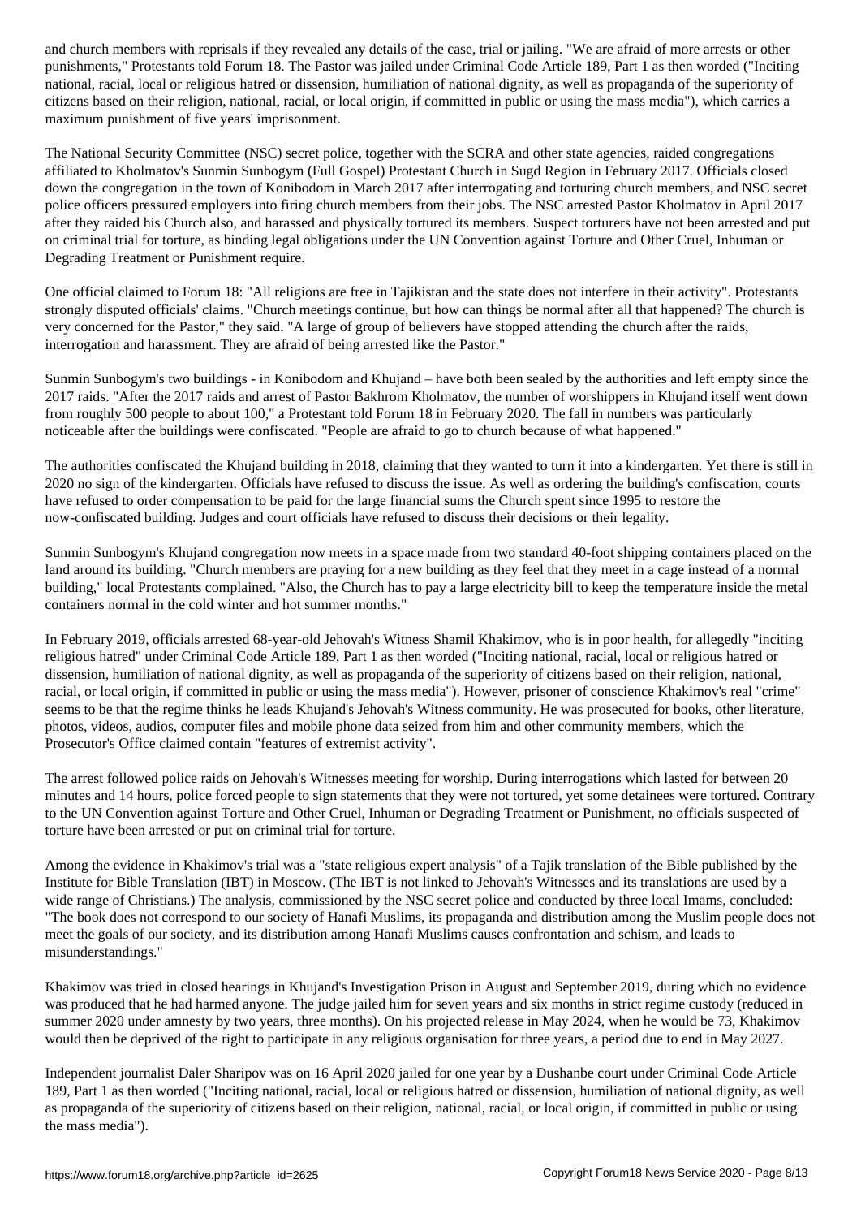and church members with reprisals if they revealed any details of the case, trial or jailing. "We are afraid of more arrests or other punishments," Protestants told Forum 18. The Pastor was jailed under Criminal Code Article 189, Part 1 as then worded ("Inciting national, racial, local or religious hatred or dissension, humiliation of national dignity, as well as propaganda of the superiority of citizens based on their religion, national, racial, or local origin, if committed in public or using the mass media"), which carries a maximum punishment of five years' imprisonment.

The National Security Committee (NSC) secret police, together with the SCRA and other state agencies, raided congregations affiliated to Kholmatov's Sunmin Sunbogym (Full Gospel) Protestant Church in Sugd Region in February 2017. Officials closed down the congregation in the town of Konibodom in March 2017 after interrogating and torturing church members, and NSC secret police officers pressured employers into firing church members from their jobs. The NSC arrested Pastor Kholmatov in April 2017 after they raided his Church also, and harassed and physically tortured its members. Suspect torturers have not been arrested and put on criminal trial for torture, as binding legal obligations under the UN Convention against Torture and Other Cruel, Inhuman or Degrading Treatment or Punishment require.

One official claimed to Forum 18: "All religions are free in Tajikistan and the state does not interfere in their activity". Protestants strongly disputed officials' claims. "Church meetings continue, but how can things be normal after all that happened? The church is very concerned for the Pastor," they said. "A large of group of believers have stopped attending the church after the raids, interrogation and harassment. They are afraid of being arrested like the Pastor."

Sunmin Sunbogym's two buildings - in Konibodom and Khujand – have both been sealed by the authorities and left empty since the 2017 raids. "After the 2017 raids and arrest of Pastor Bakhrom Kholmatov, the number of worshippers in Khujand itself went down from roughly 500 people to about 100," a Protestant told Forum 18 in February 2020. The fall in numbers was particularly noticeable after the buildings were confiscated. "People are afraid to go to church because of what happened."

The authorities confiscated the Khujand building in 2018, claiming that they wanted to turn it into a kindergarten. Yet there is still in 2020 no sign of the kindergarten. Officials have refused to discuss the issue. As well as ordering the building's confiscation, courts have refused to order compensation to be paid for the large financial sums the Church spent since 1995 to restore the now-confiscated building. Judges and court officials have refused to discuss their decisions or their legality.

Sunmin Sunbogym's Khujand congregation now meets in a space made from two standard 40-foot shipping containers placed on the land around its building. "Church members are praying for a new building as they feel that they meet in a cage instead of a normal building," local Protestants complained. "Also, the Church has to pay a large electricity bill to keep the temperature inside the metal containers normal in the cold winter and hot summer months."

In February 2019, officials arrested 68-year-old Jehovah's Witness Shamil Khakimov, who is in poor health, for allegedly "inciting religious hatred" under Criminal Code Article 189, Part 1 as then worded ("Inciting national, racial, local or religious hatred or dissension, humiliation of national dignity, as well as propaganda of the superiority of citizens based on their religion, national, racial, or local origin, if committed in public or using the mass media"). However, prisoner of conscience Khakimov's real "crime" seems to be that the regime thinks he leads Khujand's Jehovah's Witness community. He was prosecuted for books, other literature, photos, videos, audios, computer files and mobile phone data seized from him and other community members, which the Prosecutor's Office claimed contain "features of extremist activity".

The arrest followed police raids on Jehovah's Witnesses meeting for worship. During interrogations which lasted for between 20 minutes and 14 hours, police forced people to sign statements that they were not tortured, yet some detainees were tortured. Contrary to the UN Convention against Torture and Other Cruel, Inhuman or Degrading Treatment or Punishment, no officials suspected of torture have been arrested or put on criminal trial for torture.

Among the evidence in Khakimov's trial was a "state religious expert analysis" of a Tajik translation of the Bible published by the Institute for Bible Translation (IBT) in Moscow. (The IBT is not linked to Jehovah's Witnesses and its translations are used by a wide range of Christians.) The analysis, commissioned by the NSC secret police and conducted by three local Imams, concluded: "The book does not correspond to our society of Hanafi Muslims, its propaganda and distribution among the Muslim people does not meet the goals of our society, and its distribution among Hanafi Muslims causes confrontation and schism, and leads to misunderstandings."

Khakimov was tried in closed hearings in Khujand's Investigation Prison in August and September 2019, during which no evidence was produced that he had harmed anyone. The judge jailed him for seven years and six months in strict regime custody (reduced in summer 2020 under amnesty by two years, three months). On his projected release in May 2024, when he would be 73, Khakimov would then be deprived of the right to participate in any religious organisation for three years, a period due to end in May 2027.

Independent journalist Daler Sharipov was on 16 April 2020 jailed for one year by a Dushanbe court under Criminal Code Article 189, Part 1 as then worded ("Inciting national, racial, local or religious hatred or dissension, humiliation of national dignity, as well as propaganda of the superiority of citizens based on their religion, national, racial, or local origin, if committed in public or using the mass media").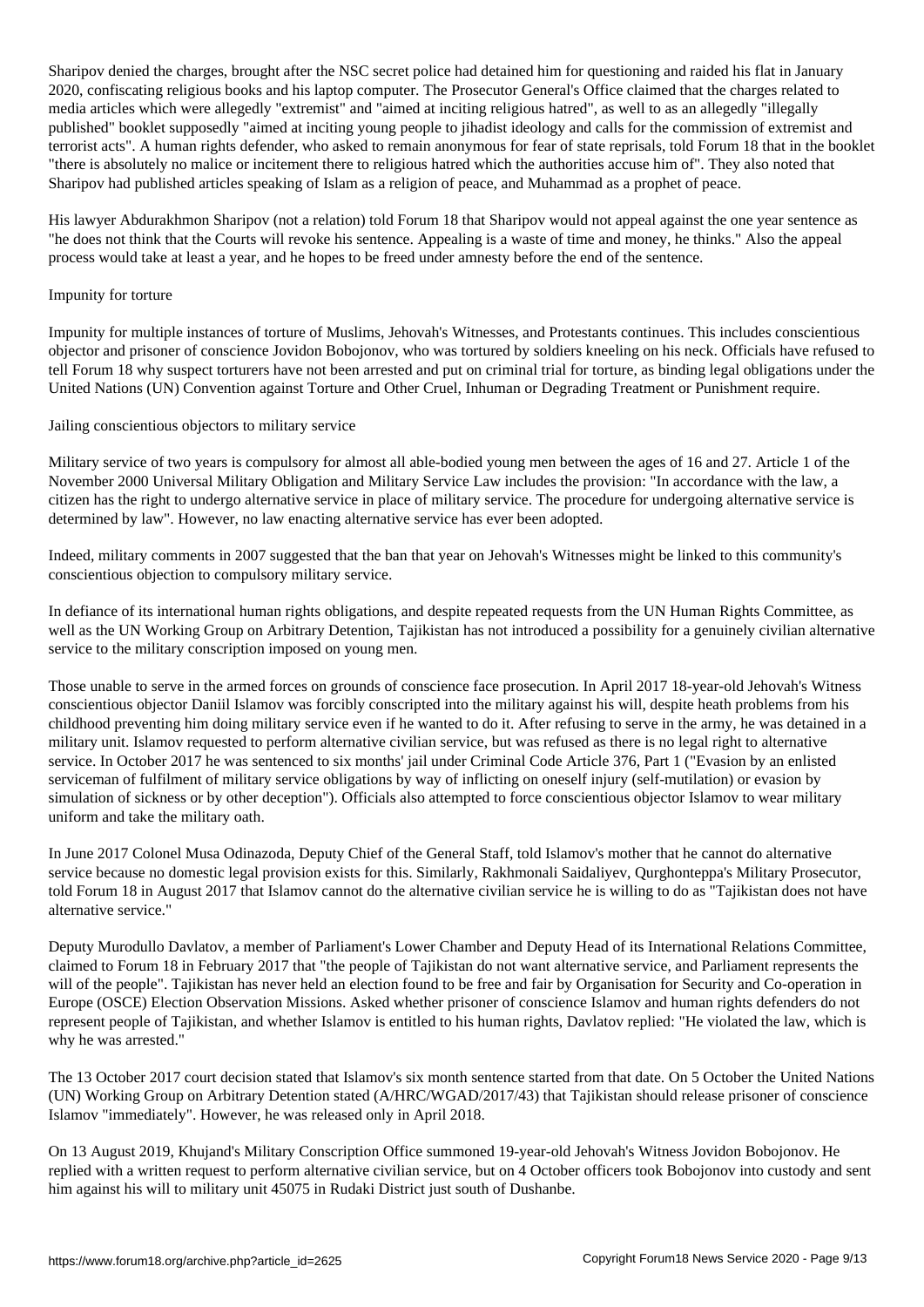Sharipov denied the charges, brought after the NSC secret police had detained him for questioning and raided his flat in January 2020, confiscating religious books and his laptop computer. The Prosecutor General's Office claimed that the charges related to media articles which were allegedly "extremist" and "aimed at inciting religious hatred", as well to as an allegedly "illegally published" booklet supposedly "aimed at inciting young people to jihadist ideology and calls for the commission of extremist and terrorist acts". A human rights defender, who asked to remain anonymous for fear of state reprisals, told Forum 18 that in the booklet "there is absolutely no malice or incitement there to religious hatred which the authorities accuse him of". They also noted that Sharipov had published articles speaking of Islam as a religion of peace, and Muhammad as a prophet of peace.

His lawyer Abdurakhmon Sharipov (not a relation) told Forum 18 that Sharipov would not appeal against the one year sentence as "he does not think that the Courts will revoke his sentence. Appealing is a waste of time and money, he thinks." Also the appeal process would take at least a year, and he hopes to be freed under amnesty before the end of the sentence.

## Impunity for torture

Impunity for multiple instances of torture of Muslims, Jehovah's Witnesses, and Protestants continues. This includes conscientious objector and prisoner of conscience Jovidon Bobojonov, who was tortured by soldiers kneeling on his neck. Officials have refused to tell Forum 18 why suspect torturers have not been arrested and put on criminal trial for torture, as binding legal obligations under the United Nations (UN) Convention against Torture and Other Cruel, Inhuman or Degrading Treatment or Punishment require.

## Jailing conscientious objectors to military service

Military service of two years is compulsory for almost all able-bodied young men between the ages of 16 and 27. Article 1 of the November 2000 Universal Military Obligation and Military Service Law includes the provision: "In accordance with the law, a citizen has the right to undergo alternative service in place of military service. The procedure for undergoing alternative service is determined by law". However, no law enacting alternative service has ever been adopted.

Indeed, military comments in 2007 suggested that the ban that year on Jehovah's Witnesses might be linked to this community's conscientious objection to compulsory military service.

In defiance of its international human rights obligations, and despite repeated requests from the UN Human Rights Committee, as well as the UN Working Group on Arbitrary Detention, Tajikistan has not introduced a possibility for a genuinely civilian alternative service to the military conscription imposed on young men.

Those unable to serve in the armed forces on grounds of conscience face prosecution. In April 2017 18-year-old Jehovah's Witness conscientious objector Daniil Islamov was forcibly conscripted into the military against his will, despite heath problems from his childhood preventing him doing military service even if he wanted to do it. After refusing to serve in the army, he was detained in a military unit. Islamov requested to perform alternative civilian service, but was refused as there is no legal right to alternative service. In October 2017 he was sentenced to six months' jail under Criminal Code Article 376, Part 1 ("Evasion by an enlisted serviceman of fulfilment of military service obligations by way of inflicting on oneself injury (self-mutilation) or evasion by simulation of sickness or by other deception"). Officials also attempted to force conscientious objector Islamov to wear military uniform and take the military oath.

In June 2017 Colonel Musa Odinazoda, Deputy Chief of the General Staff, told Islamov's mother that he cannot do alternative service because no domestic legal provision exists for this. Similarly, Rakhmonali Saidaliyev, Qurghonteppa's Military Prosecutor, told Forum 18 in August 2017 that Islamov cannot do the alternative civilian service he is willing to do as "Tajikistan does not have alternative service."

Deputy Murodullo Davlatov, a member of Parliament's Lower Chamber and Deputy Head of its International Relations Committee, claimed to Forum 18 in February 2017 that "the people of Tajikistan do not want alternative service, and Parliament represents the will of the people". Tajikistan has never held an election found to be free and fair by Organisation for Security and Co-operation in Europe (OSCE) Election Observation Missions. Asked whether prisoner of conscience Islamov and human rights defenders do not represent people of Tajikistan, and whether Islamov is entitled to his human rights, Davlatov replied: "He violated the law, which is why he was arrested."

The 13 October 2017 court decision stated that Islamov's six month sentence started from that date. On 5 October the United Nations (UN) Working Group on Arbitrary Detention stated (A/HRC/WGAD/2017/43) that Tajikistan should release prisoner of conscience Islamov "immediately". However, he was released only in April 2018.

On 13 August 2019, Khujand's Military Conscription Office summoned 19-year-old Jehovah's Witness Jovidon Bobojonov. He replied with a written request to perform alternative civilian service, but on 4 October officers took Bobojonov into custody and sent him against his will to military unit 45075 in Rudaki District just south of Dushanbe.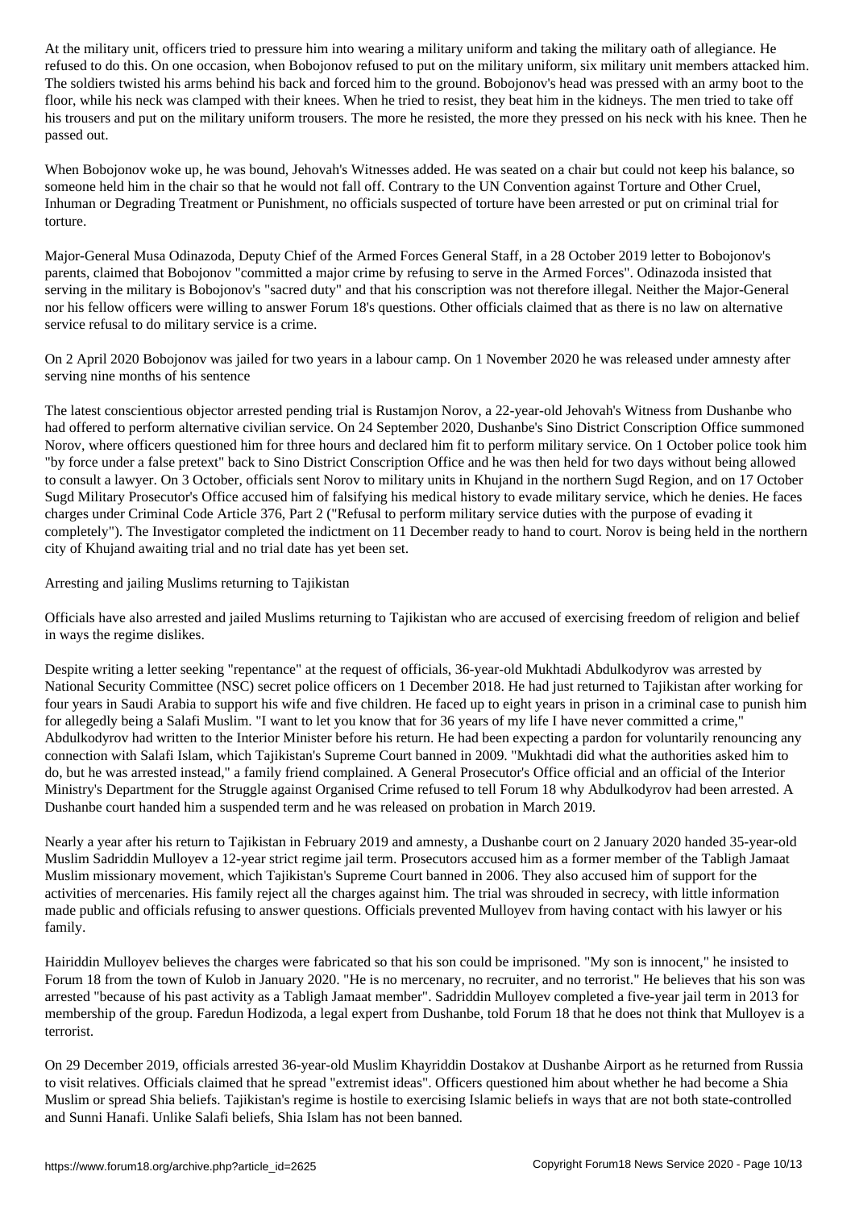At the military unit, officers tried to pressure him into wearing a military uniform and taking the military oath of allegiance. He refused to do this. On one occasion, when Bobojonov refused to put on the military uniform, six military unit members attacked him. The soldiers twisted his arms behind his back and forced him to the ground. Bobojonov's head was pressed with an army boot to the floor, while his neck was clamped with their knees. When he tried to resist, they beat him in the kidneys. The men tried to take off his trousers and put on the military uniform trousers. The more he resisted, the more they pressed on his neck with his knee. Then he passed out.

When Bobojonov woke up, he was bound, Jehovah's Witnesses added. He was seated on a chair but could not keep his balance, so someone held him in the chair so that he would not fall off. Contrary to the UN Convention against Torture and Other Cruel, Inhuman or Degrading Treatment or Punishment, no officials suspected of torture have been arrested or put on criminal trial for torture.

Major-General Musa Odinazoda, Deputy Chief of the Armed Forces General Staff, in a 28 October 2019 letter to Bobojonov's parents, claimed that Bobojonov "committed a major crime by refusing to serve in the Armed Forces". Odinazoda insisted that serving in the military is Bobojonov's "sacred duty" and that his conscription was not therefore illegal. Neither the Major-General nor his fellow officers were willing to answer Forum 18's questions. Other officials claimed that as there is no law on alternative service refusal to do military service is a crime.

On 2 April 2020 Bobojonov was jailed for two years in a labour camp. On 1 November 2020 he was released under amnesty after serving nine months of his sentence

The latest conscientious objector arrested pending trial is Rustamjon Norov, a 22-year-old Jehovah's Witness from Dushanbe who had offered to perform alternative civilian service. On 24 September 2020, Dushanbe's Sino District Conscription Office summoned Norov, where officers questioned him for three hours and declared him fit to perform military service. On 1 October police took him "by force under a false pretext" back to Sino District Conscription Office and he was then held for two days without being allowed to consult a lawyer. On 3 October, officials sent Norov to military units in Khujand in the northern Sugd Region, and on 17 October Sugd Military Prosecutor's Office accused him of falsifying his medical history to evade military service, which he denies. He faces charges under Criminal Code Article 376, Part 2 ("Refusal to perform military service duties with the purpose of evading it completely"). The Investigator completed the indictment on 11 December ready to hand to court. Norov is being held in the northern city of Khujand awaiting trial and no trial date has yet been set.

## Arresting and jailing Muslims returning to Tajikistan

Officials have also arrested and jailed Muslims returning to Tajikistan who are accused of exercising freedom of religion and belief in ways the regime dislikes.

Despite writing a letter seeking "repentance" at the request of officials, 36-year-old Mukhtadi Abdulkodyrov was arrested by National Security Committee (NSC) secret police officers on 1 December 2018. He had just returned to Tajikistan after working for four years in Saudi Arabia to support his wife and five children. He faced up to eight years in prison in a criminal case to punish him for allegedly being a Salafi Muslim. "I want to let you know that for 36 years of my life I have never committed a crime," Abdulkodyrov had written to the Interior Minister before his return. He had been expecting a pardon for voluntarily renouncing any connection with Salafi Islam, which Tajikistan's Supreme Court banned in 2009. "Mukhtadi did what the authorities asked him to do, but he was arrested instead," a family friend complained. A General Prosecutor's Office official and an official of the Interior Ministry's Department for the Struggle against Organised Crime refused to tell Forum 18 why Abdulkodyrov had been arrested. A Dushanbe court handed him a suspended term and he was released on probation in March 2019.

Nearly a year after his return to Tajikistan in February 2019 and amnesty, a Dushanbe court on 2 January 2020 handed 35-year-old Muslim Sadriddin Mulloyev a 12-year strict regime jail term. Prosecutors accused him as a former member of the Tabligh Jamaat Muslim missionary movement, which Tajikistan's Supreme Court banned in 2006. They also accused him of support for the activities of mercenaries. His family reject all the charges against him. The trial was shrouded in secrecy, with little information made public and officials refusing to answer questions. Officials prevented Mulloyev from having contact with his lawyer or his family.

Hairiddin Mulloyev believes the charges were fabricated so that his son could be imprisoned. "My son is innocent," he insisted to Forum 18 from the town of Kulob in January 2020. "He is no mercenary, no recruiter, and no terrorist." He believes that his son was arrested "because of his past activity as a Tabligh Jamaat member". Sadriddin Mulloyev completed a five-year jail term in 2013 for membership of the group. Faredun Hodizoda, a legal expert from Dushanbe, told Forum 18 that he does not think that Mulloyev is a terrorist.

On 29 December 2019, officials arrested 36-year-old Muslim Khayriddin Dostakov at Dushanbe Airport as he returned from Russia to visit relatives. Officials claimed that he spread "extremist ideas". Officers questioned him about whether he had become a Shia Muslim or spread Shia beliefs. Tajikistan's regime is hostile to exercising Islamic beliefs in ways that are not both state-controlled and Sunni Hanafi. Unlike Salafi beliefs, Shia Islam has not been banned.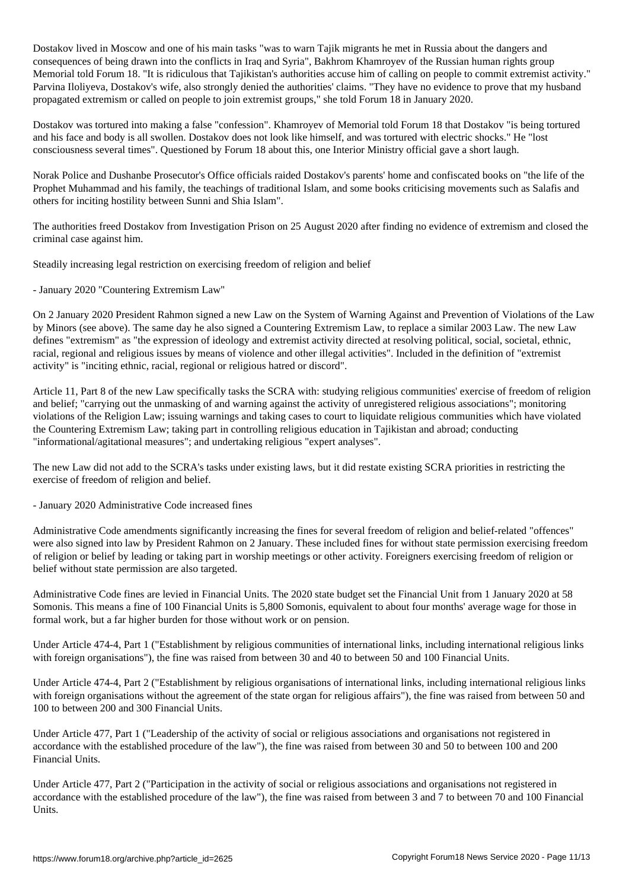Dostakov lived in Moscow and one of his main tasks "was to warn Tajik migrants he met in Russia about the dangers and consequences of being drawn into the conflicts in Iraq and Syria", Bakhrom Khamroyev of the Russian human rights group Memorial told Forum 18. "It is ridiculous that Tajikistan's authorities accuse him of calling on people to commit extremist activity." Parvina Iloliyeva, Dostakov's wife, also strongly denied the authorities' claims. "They have no evidence to prove that my husband propagated extremism or called on people to join extremist groups," she told Forum 18 in January 2020.

Dostakov was tortured into making a false "confession". Khamroyev of Memorial told Forum 18 that Dostakov "is being tortured and his face and body is all swollen. Dostakov does not look like himself, and was tortured with electric shocks." He "lost consciousness several times". Questioned by Forum 18 about this, one Interior Ministry official gave a short laugh.

Norak Police and Dushanbe Prosecutor's Office officials raided Dostakov's parents' home and confiscated books on "the life of the Prophet Muhammad and his family, the teachings of traditional Islam, and some books criticising movements such as Salafis and others for inciting hostility between Sunni and Shia Islam".

The authorities freed Dostakov from Investigation Prison on 25 August 2020 after finding no evidence of extremism and closed the criminal case against him.

Steadily increasing legal restriction on exercising freedom of religion and belief

- January 2020 "Countering Extremism Law"

On 2 January 2020 President Rahmon signed a new Law on the System of Warning Against and Prevention of Violations of the Law by Minors (see above). The same day he also signed a Countering Extremism Law, to replace a similar 2003 Law. The new Law defines "extremism" as "the expression of ideology and extremist activity directed at resolving political, social, societal, ethnic, racial, regional and religious issues by means of violence and other illegal activities". Included in the definition of "extremist activity" is "inciting ethnic, racial, regional or religious hatred or discord".

Article 11, Part 8 of the new Law specifically tasks the SCRA with: studying religious communities' exercise of freedom of religion and belief; "carrying out the unmasking of and warning against the activity of unregistered religious associations"; monitoring violations of the Religion Law; issuing warnings and taking cases to court to liquidate religious communities which have violated the Countering Extremism Law; taking part in controlling religious education in Tajikistan and abroad; conducting "informational/agitational measures"; and undertaking religious "expert analyses".

The new Law did not add to the SCRA's tasks under existing laws, but it did restate existing SCRA priorities in restricting the exercise of freedom of religion and belief.

- January 2020 Administrative Code increased fines

Administrative Code amendments significantly increasing the fines for several freedom of religion and belief-related "offences" were also signed into law by President Rahmon on 2 January. These included fines for without state permission exercising freedom of religion or belief by leading or taking part in worship meetings or other activity. Foreigners exercising freedom of religion or belief without state permission are also targeted.

Administrative Code fines are levied in Financial Units. The 2020 state budget set the Financial Unit from 1 January 2020 at 58 Somonis. This means a fine of 100 Financial Units is 5,800 Somonis, equivalent to about four months' average wage for those in formal work, but a far higher burden for those without work or on pension.

Under Article 474-4, Part 1 ("Establishment by religious communities of international links, including international religious links with foreign organisations"), the fine was raised from between 30 and 40 to between 50 and 100 Financial Units.

Under Article 474-4, Part 2 ("Establishment by religious organisations of international links, including international religious links with foreign organisations without the agreement of the state organ for religious affairs"), the fine was raised from between 50 and 100 to between 200 and 300 Financial Units.

Under Article 477, Part 1 ("Leadership of the activity of social or religious associations and organisations not registered in accordance with the established procedure of the law"), the fine was raised from between 30 and 50 to between 100 and 200 Financial Units.

Under Article 477, Part 2 ("Participation in the activity of social or religious associations and organisations not registered in accordance with the established procedure of the law"), the fine was raised from between 3 and 7 to between 70 and 100 Financial Units.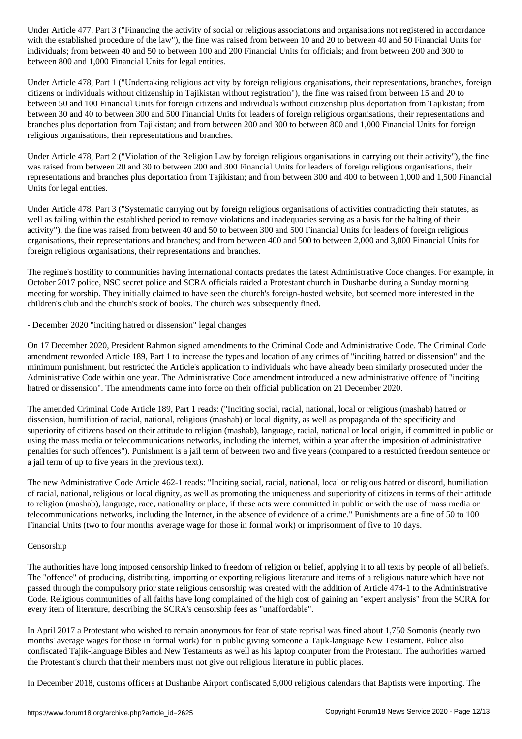Under Article 477, Part 3 ("Financing the activity of social or religious associations and organisations not registered in accordance with the established procedure of the law"), the fine was raised from between 10 and 20 to between 40 and 50 Financial Units for individuals; from between 40 and 50 to between 100 and 200 Financial Units for officials; and from between 200 and 300 to between 800 and 1,000 Financial Units for legal entities.

Under Article 478, Part 1 ("Undertaking religious activity by foreign religious organisations, their representations, branches, foreign citizens or individuals without citizenship in Tajikistan without registration"), the fine was raised from between 15 and 20 to between 50 and 100 Financial Units for foreign citizens and individuals without citizenship plus deportation from Tajikistan; from between 30 and 40 to between 300 and 500 Financial Units for leaders of foreign religious organisations, their representations and branches plus deportation from Tajikistan; and from between 200 and 300 to between 800 and 1,000 Financial Units for foreign religious organisations, their representations and branches.

Under Article 478, Part 2 ("Violation of the Religion Law by foreign religious organisations in carrying out their activity"), the fine was raised from between 20 and 30 to between 200 and 300 Financial Units for leaders of foreign religious organisations, their representations and branches plus deportation from Tajikistan; and from between 300 and 400 to between 1,000 and 1,500 Financial Units for legal entities.

Under Article 478, Part 3 ("Systematic carrying out by foreign religious organisations of activities contradicting their statutes, as well as failing within the established period to remove violations and inadequacies serving as a basis for the halting of their activity"), the fine was raised from between 40 and 50 to between 300 and 500 Financial Units for leaders of foreign religious organisations, their representations and branches; and from between 400 and 500 to between 2,000 and 3,000 Financial Units for foreign religious organisations, their representations and branches.

The regime's hostility to communities having international contacts predates the latest Administrative Code changes. For example, in October 2017 police, NSC secret police and SCRA officials raided a Protestant church in Dushanbe during a Sunday morning meeting for worship. They initially claimed to have seen the church's foreign-hosted website, but seemed more interested in the children's club and the church's stock of books. The church was subsequently fined.

- December 2020 "inciting hatred or dissension" legal changes

On 17 December 2020, President Rahmon signed amendments to the Criminal Code and Administrative Code. The Criminal Code amendment reworded Article 189, Part 1 to increase the types and location of any crimes of "inciting hatred or dissension" and the minimum punishment, but restricted the Article's application to individuals who have already been similarly prosecuted under the Administrative Code within one year. The Administrative Code amendment introduced a new administrative offence of "inciting hatred or dissension". The amendments came into force on their official publication on 21 December 2020.

The amended Criminal Code Article 189, Part 1 reads: ("Inciting social, racial, national, local or religious (mashab) hatred or dissension, humiliation of racial, national, religious (mashab) or local dignity, as well as propaganda of the specificity and superiority of citizens based on their attitude to religion (mashab), language, racial, national or local origin, if committed in public or using the mass media or telecommunications networks, including the internet, within a year after the imposition of administrative penalties for such offences"). Punishment is a jail term of between two and five years (compared to a restricted freedom sentence or a jail term of up to five years in the previous text).

The new Administrative Code Article 462-1 reads: "Inciting social, racial, national, local or religious hatred or discord, humiliation of racial, national, religious or local dignity, as well as promoting the uniqueness and superiority of citizens in terms of their attitude to religion (mashab), language, race, nationality or place, if these acts were committed in public or with the use of mass media or telecommunications networks, including the Internet, in the absence of evidence of a crime." Punishments are a fine of 50 to 100 Financial Units (two to four months' average wage for those in formal work) or imprisonment of five to 10 days.

Censorship

The authorities have long imposed censorship linked to freedom of religion or belief, applying it to all texts by people of all beliefs. The "offence" of producing, distributing, importing or exporting religious literature and items of a religious nature which have not passed through the compulsory prior state religious censorship was created with the addition of Article 474-1 to the Administrative Code. Religious communities of all faiths have long complained of the high cost of gaining an "expert analysis" from the SCRA for every item of literature, describing the SCRA's censorship fees as "unaffordable".

In April 2017 a Protestant who wished to remain anonymous for fear of state reprisal was fined about 1,750 Somonis (nearly two months' average wages for those in formal work) for in public giving someone a Tajik-language New Testament. Police also confiscated Tajik-language Bibles and New Testaments as well as his laptop computer from the Protestant. The authorities warned the Protestant's church that their members must not give out religious literature in public places.

In December 2018, customs officers at Dushanbe Airport confiscated 5,000 religious calendars that Baptists were importing. The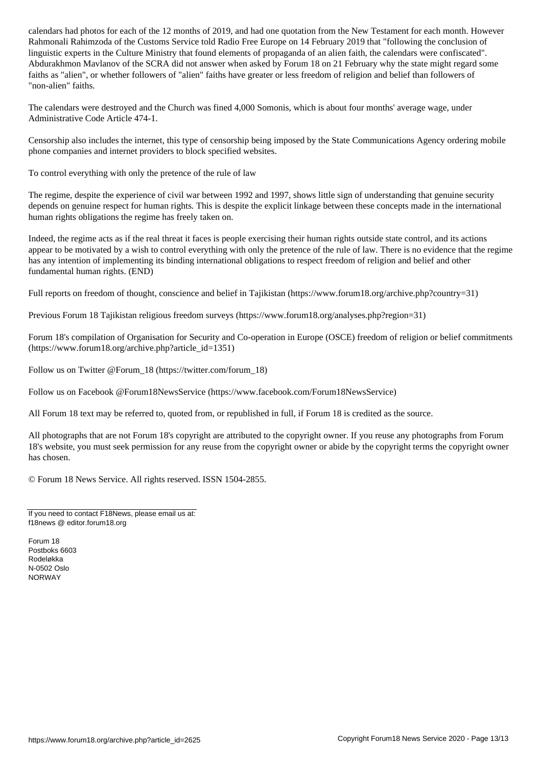calendars had photos for each of the 12 months of 2019, and had one quotation from the New Testament for each month. However Rahmonali Rahimzoda of the Customs Service told Radio Free Europe on 14 February 2019 that "following the conclusion of linguistic experts in the Culture Ministry that found elements of propaganda of an alien faith, the calendars were confiscated". Abdurakhmon Mavlanov of the SCRA did not answer when asked by Forum 18 on 21 February why the state might regard some faiths as "alien", or whether followers of "alien" faiths have greater or less freedom of religion and belief than followers of "non-alien" faiths.

The calendars were destroyed and the Church was fined 4,000 Somonis, which is about four months' average wage, under Administrative Code Article 474-1.

Censorship also includes the internet, this type of censorship being imposed by the State Communications Agency ordering mobile phone companies and internet providers to block specified websites.

## To control everything with only the pretence of the rule of law

The regime, despite the experience of civil war between 1992 and 1997, shows little sign of understanding that genuine security depends on genuine respect for human rights. This is despite the explicit linkage between these concepts made in the international human rights obligations the regime has freely taken on.

Indeed, the regime acts as if the real threat it faces is people exercising their human rights outside state control, and its actions appear to be motivated by a wish to control everything with only the pretence of the rule of law. There is no evidence that the regime has any intention of implementing its binding international obligations to respect freedom of religion and belief and other fundamental human rights. (END)

Full reports on freedom of thought, conscience and belief in Tajikistan (https://www.forum18.org/archive.php?country=31)

Previous Forum 18 Tajikistan religious freedom surveys (https://www.forum18.org/analyses.php?region=31)

Forum 18's compilation of Organisation for Security and Co-operation in Europe (OSCE) freedom of religion or belief commitments (https://www.forum18.org/archive.php?article_id=1351)

Follow us on Twitter @Forum_18 (https://twitter.com/forum_18)

Follow us on Facebook @Forum18NewsService (https://www.facebook.com/Forum18NewsService)

All Forum 18 text may be referred to, quoted from, or republished in full, if Forum 18 is credited as the source.

All photographs that are not Forum 18's copyright are attributed to the copyright owner. If you reuse any photographs from Forum 18's website, you must seek permission for any reuse from the copyright owner or abide by the copyright terms the copyright owner has chosen.

© Forum 18 News Service. All rights reserved. ISSN 1504-2855.

If you need to contact F18News, please email us at:
f18news @ editor.forum18.org

Forum 18
Postboks 6603
Rodeløkka
N-0502 Oslo
NORWAY